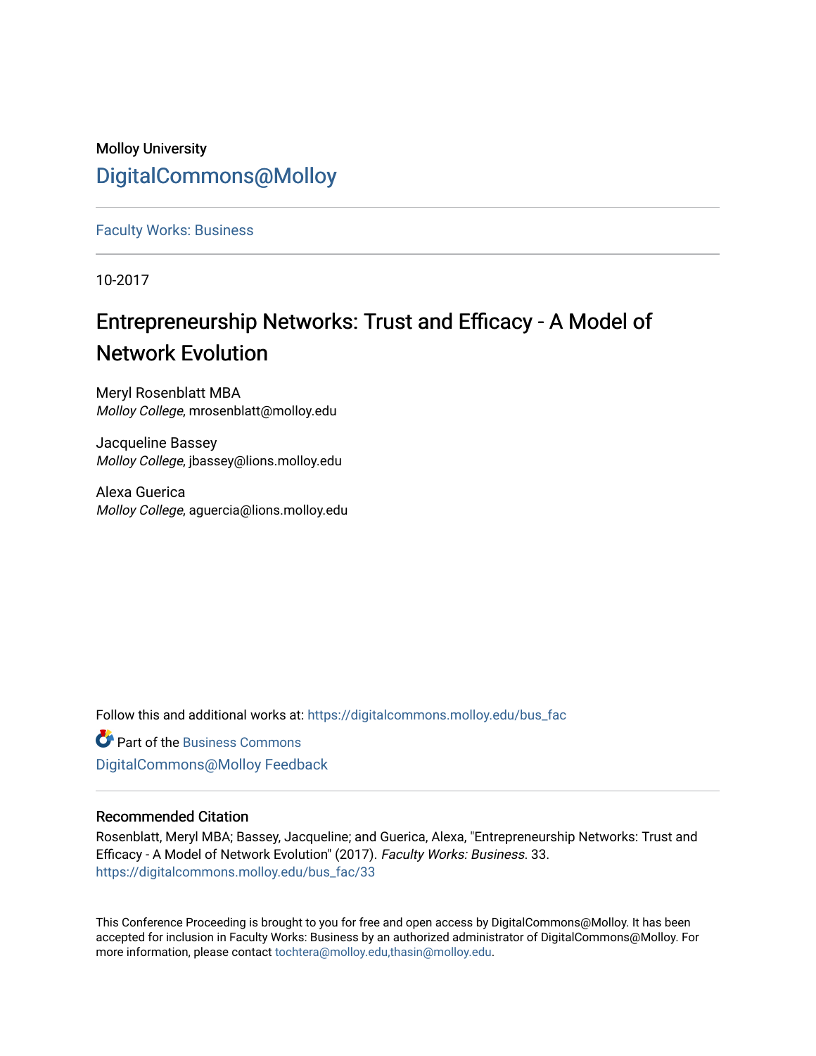Molloy University

DigitalCommons@Molloy

Faculty Works: Business

10-2017

# Entrepreneurship Networks: Trust and Efficacy - A Model of Network Evolution

Meryl Rosenblatt MBA
*Molloy College*, mrosenblatt@molloy.edu

Jacqueline Bassey
*Molloy College*, jbassey@lions.molloy.edu

Alexa Guerica
*Molloy College*, aguercia@lions.molloy.edu

Follow this and additional works at: https://digitalcommons.molloy.edu/bus_fac

Part of the Business Commons

DigitalCommons@Molloy Feedback

## Recommended Citation

Rosenblatt, Meryl MBA; Bassey, Jacqueline; and Guerica, Alexa, "Entrepreneurship Networks: Trust and Efficacy - A Model of Network Evolution" (2017). *Faculty Works: Business*. 33.
https://digitalcommons.molloy.edu/bus_fac/33

This Conference Proceeding is brought to you for free and open access by DigitalCommons@Molloy. It has been accepted for inclusion in Faculty Works: Business by an authorized administrator of DigitalCommons@Molloy. For more information, please contact tochtera@molloy.edu,thasin@molloy.edu.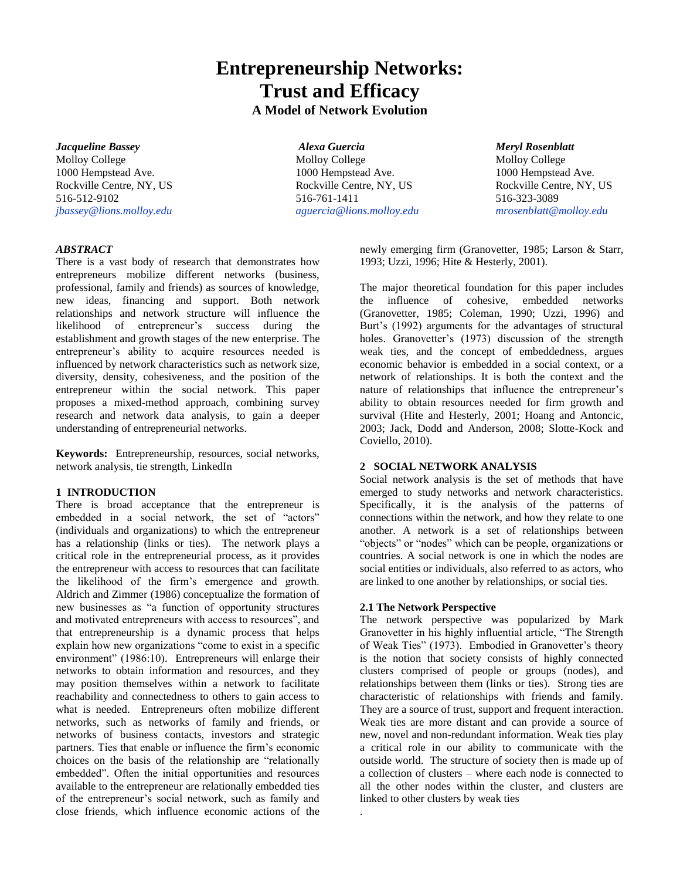# Entrepreneurship Networks: Trust and Efficacy

### A Model of Network Evolution

***Jacqueline Bassey***
Molloy College
1000 Hempstead Ave.
Rockville Centre, NY, US
516-512-9102
jbassey@lions.molloy.edu

***Alexa Guercia***
Molloy College
1000 Hempstead Ave.
Rockville Centre, NY, US
516-761-1411
aguercia@lions.molloy.edu

***Meryl Rosenblatt***
Molloy College
1000 Hempstead Ave.
Rockville Centre, NY, US
516-323-3089
mrosenblatt@molloy.edu

***ABSTRACT***

There is a vast body of research that demonstrates how entrepreneurs mobilize different networks (business, professional, family and friends) as sources of knowledge, new ideas, financing and support. Both network relationships and network structure will influence the likelihood of entrepreneur's success during the establishment and growth stages of the new enterprise. The entrepreneur's ability to acquire resources needed is influenced by network characteristics such as network size, diversity, density, cohesiveness, and the position of the entrepreneur within the social network. This paper proposes a mixed-method approach, combining survey research and network data analysis, to gain a deeper understanding of entrepreneurial networks.

**Keywords:** Entrepreneurship, resources, social networks, network analysis, tie strength, LinkedIn

## 1 INTRODUCTION

There is broad acceptance that the entrepreneur is embedded in a social network, the set of "actors" (individuals and organizations) to which the entrepreneur has a relationship (links or ties). The network plays a critical role in the entrepreneurial process, as it provides the entrepreneur with access to resources that can facilitate the likelihood of the firm's emergence and growth. Aldrich and Zimmer (1986) conceptualize the formation of new businesses as "a function of opportunity structures and motivated entrepreneurs with access to resources", and that entrepreneurship is a dynamic process that helps explain how new organizations "come to exist in a specific environment" (1986:10). Entrepreneurs will enlarge their networks to obtain information and resources, and they may position themselves within a network to facilitate reachability and connectedness to others to gain access to what is needed. Entrepreneurs often mobilize different networks, such as networks of family and friends, or networks of business contacts, investors and strategic partners. Ties that enable or influence the firm's economic choices on the basis of the relationship are "relationally embedded". Often the initial opportunities and resources available to the entrepreneur are relationally embedded ties of the entrepreneur's social network, such as family and close friends, which influence economic actions of the newly emerging firm (Granovetter, 1985; Larson & Starr, 1993; Uzzi, 1996; Hite & Hesterly, 2001).

The major theoretical foundation for this paper includes the influence of cohesive, embedded networks (Granovetter, 1985; Coleman, 1990; Uzzi, 1996) and Burt's (1992) arguments for the advantages of structural holes. Granovetter's (1973) discussion of the strength weak ties, and the concept of embeddedness, argues economic behavior is embedded in a social context, or a network of relationships. It is both the context and the nature of relationships that influence the entrepreneur's ability to obtain resources needed for firm growth and survival (Hite and Hesterly, 2001; Hoang and Antoncic, 2003; Jack, Dodd and Anderson, 2008; Slotte-Kock and Coviello, 2010).

## 2 SOCIAL NETWORK ANALYSIS

Social network analysis is the set of methods that have emerged to study networks and network characteristics. Specifically, it is the analysis of the patterns of connections within the network, and how they relate to one another. A network is a set of relationships between "objects" or "nodes" which can be people, organizations or countries. A social network is one in which the nodes are social entities or individuals, also referred to as actors, who are linked to one another by relationships, or social ties.

### 2.1 The Network Perspective

The network perspective was popularized by Mark Granovetter in his highly influential article, "The Strength of Weak Ties" (1973). Embodied in Granovetter's theory is the notion that society consists of highly connected clusters comprised of people or groups (nodes), and relationships between them (links or ties). Strong ties are characteristic of relationships with friends and family. They are a source of trust, support and frequent interaction. Weak ties are more distant and can provide a source of new, novel and non-redundant information. Weak ties play a critical role in our ability to communicate with the outside world. The structure of society then is made up of a collection of clusters – where each node is connected to all the other nodes within the cluster, and clusters are linked to other clusters by weak ties

.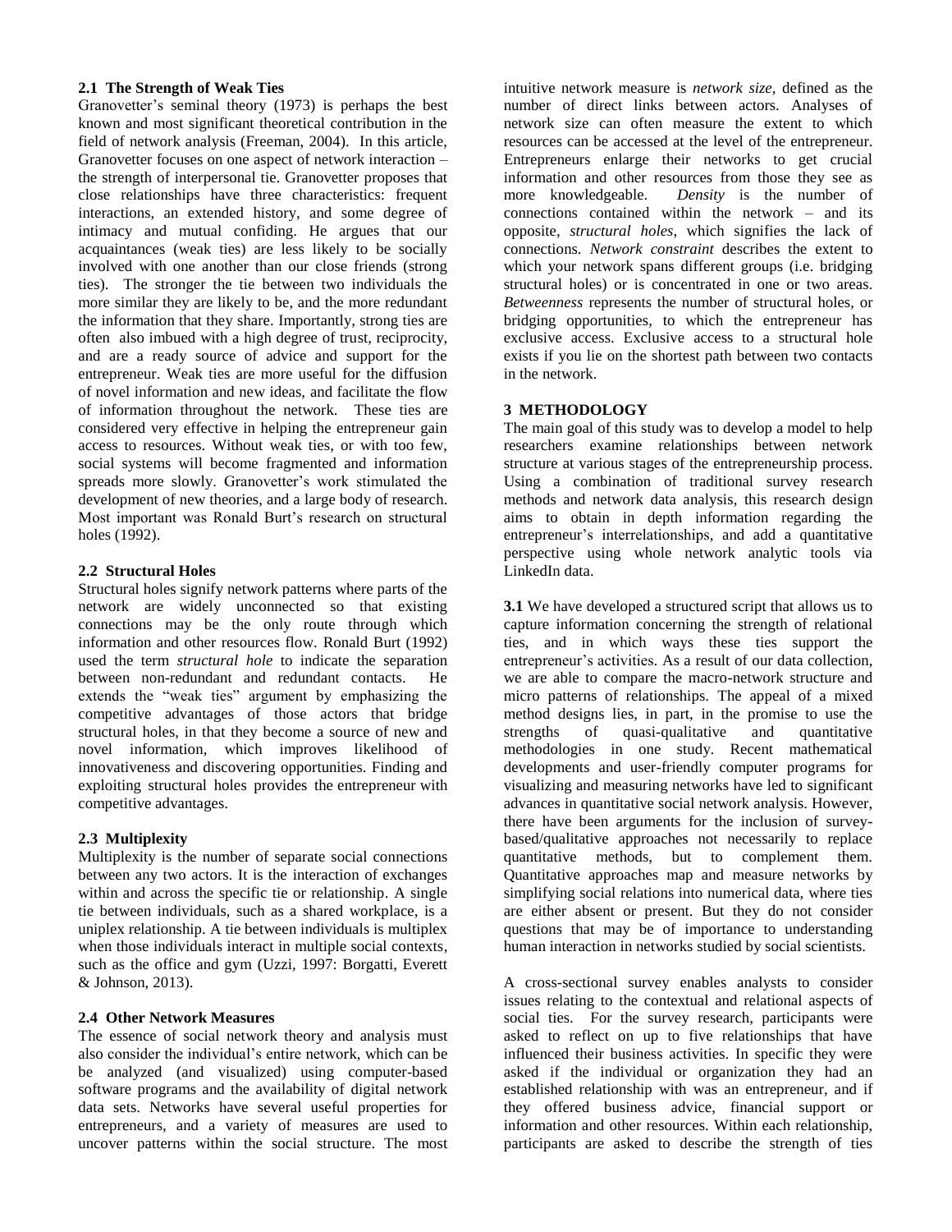### 2.1 The Strength of Weak Ties

Granovetter's seminal theory (1973) is perhaps the best known and most significant theoretical contribution in the field of network analysis (Freeman, 2004). In this article, Granovetter focuses on one aspect of network interaction – the strength of interpersonal tie. Granovetter proposes that close relationships have three characteristics: frequent interactions, an extended history, and some degree of intimacy and mutual confiding. He argues that our acquaintances (weak ties) are less likely to be socially involved with one another than our close friends (strong ties). The stronger the tie between two individuals the more similar they are likely to be, and the more redundant the information that they share. Importantly, strong ties are often also imbued with a high degree of trust, reciprocity, and are a ready source of advice and support for the entrepreneur. Weak ties are more useful for the diffusion of novel information and new ideas, and facilitate the flow of information throughout the network. These ties are considered very effective in helping the entrepreneur gain access to resources. Without weak ties, or with too few, social systems will become fragmented and information spreads more slowly. Granovetter's work stimulated the development of new theories, and a large body of research. Most important was Ronald Burt's research on structural holes (1992).

### 2.2 Structural Holes

Structural holes signify network patterns where parts of the network are widely unconnected so that existing connections may be the only route through which information and other resources flow. Ronald Burt (1992) used the term *structural hole* to indicate the separation between non-redundant and redundant contacts. He extends the "weak ties" argument by emphasizing the competitive advantages of those actors that bridge structural holes, in that they become a source of new and novel information, which improves likelihood of innovativeness and discovering opportunities. Finding and exploiting structural holes provides the entrepreneur with competitive advantages.

### 2.3 Multiplexity

Multiplexity is the number of separate social connections between any two actors. It is the interaction of exchanges within and across the specific tie or relationship. A single tie between individuals, such as a shared workplace, is a uniplex relationship. A tie between individuals is multiplex when those individuals interact in multiple social contexts, such as the office and gym (Uzzi, 1997: Borgatti, Everett & Johnson, 2013).

### 2.4 Other Network Measures

The essence of social network theory and analysis must also consider the individual's entire network, which can be be analyzed (and visualized) using computer-based software programs and the availability of digital network data sets. Networks have several useful properties for entrepreneurs, and a variety of measures are used to uncover patterns within the social structure. The most intuitive network measure is *network size*, defined as the number of direct links between actors. Analyses of network size can often measure the extent to which resources can be accessed at the level of the entrepreneur. Entrepreneurs enlarge their networks to get crucial information and other resources from those they see as more knowledgeable. *Density* is the number of connections contained within the network – and its opposite, *structural holes*, which signifies the lack of connections. *Network constraint* describes the extent to which your network spans different groups (i.e. bridging structural holes) or is concentrated in one or two areas. *Betweenness* represents the number of structural holes, or bridging opportunities, to which the entrepreneur has exclusive access. Exclusive access to a structural hole exists if you lie on the shortest path between two contacts in the network.

## 3 METHODOLOGY

The main goal of this study was to develop a model to help researchers examine relationships between network structure at various stages of the entrepreneurship process. Using a combination of traditional survey research methods and network data analysis, this research design aims to obtain in depth information regarding the entrepreneur's interrelationships, and add a quantitative perspective using whole network analytic tools via LinkedIn data.

**3.1** We have developed a structured script that allows us to capture information concerning the strength of relational ties, and in which ways these ties support the entrepreneur's activities. As a result of our data collection, we are able to compare the macro-network structure and micro patterns of relationships. The appeal of a mixed method designs lies, in part, in the promise to use the strengths of quasi-qualitative and quantitative methodologies in one study. Recent mathematical developments and user-friendly computer programs for visualizing and measuring networks have led to significant advances in quantitative social network analysis. However, there have been arguments for the inclusion of survey-based/qualitative approaches not necessarily to replace quantitative methods, but to complement them. Quantitative approaches map and measure networks by simplifying social relations into numerical data, where ties are either absent or present. But they do not consider questions that may be of importance to understanding human interaction in networks studied by social scientists.

A cross-sectional survey enables analysts to consider issues relating to the contextual and relational aspects of social ties. For the survey research, participants were asked to reflect on up to five relationships that have influenced their business activities. In specific they were asked if the individual or organization they had an established relationship with was an entrepreneur, and if they offered business advice, financial support or information and other resources. Within each relationship, participants are asked to describe the strength of ties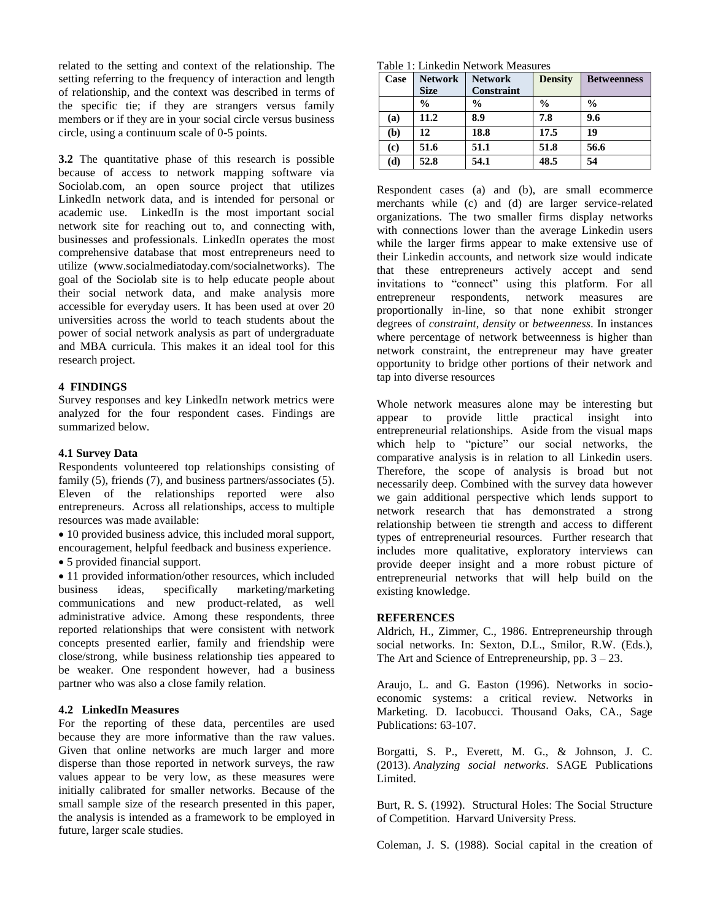related to the setting and context of the relationship. The setting referring to the frequency of interaction and length of relationship, and the context was described in terms of the specific tie; if they are strangers versus family members or if they are in your social circle versus business circle, using a continuum scale of 0-5 points.

**3.2** The quantitative phase of this research is possible because of access to network mapping software via Sociolab.com, an open source project that utilizes LinkedIn network data, and is intended for personal or academic use. LinkedIn is the most important social network site for reaching out to, and connecting with, businesses and professionals. LinkedIn operates the most comprehensive database that most entrepreneurs need to utilize (www.socialmediatoday.com/socialnetworks). The goal of the Sociolab site is to help educate people about their social network data, and make analysis more accessible for everyday users. It has been used at over 20 universities across the world to teach students about the power of social network analysis as part of undergraduate and MBA curricula. This makes it an ideal tool for this research project.

## 4 FINDINGS

Survey responses and key LinkedIn network metrics were analyzed for the four respondent cases. Findings are summarized below.

### 4.1 Survey Data

Respondents volunteered top relationships consisting of family (5), friends (7), and business partners/associates (5). Eleven of the relationships reported were also entrepreneurs. Across all relationships, access to multiple resources was made available:

- 10 provided business advice, this included moral support, encouragement, helpful feedback and business experience.
- 5 provided financial support.
- 11 provided information/other resources, which included business ideas, specifically marketing/marketing communications and new product-related, as well administrative advice. Among these respondents, three reported relationships that were consistent with network concepts presented earlier, family and friendship were close/strong, while business relationship ties appeared to be weaker. One respondent however, had a business partner who was also a close family relation.

### 4.2 LinkedIn Measures

For the reporting of these data, percentiles are used because they are more informative than the raw values. Given that online networks are much larger and more disperse than those reported in network surveys, the raw values appear to be very low, as these measures were initially calibrated for smaller networks. Because of the small sample size of the research presented in this paper, the analysis is intended as a framework to be employed in future, larger scale studies.

Table 1: Linkedin Network Measures

| Case | Network Size | Network Constraint | Density | Betweenness |
|---|---|---|---|---|
| | % | % | % | % |
| **(a)** | **11.2** | **8.9** | **7.8** | **9.6** |
| **(b)** | **12** | **18.8** | **17.5** | **19** |
| **(c)** | **51.6** | **51.1** | **51.8** | **56.6** |
| **(d)** | **52.8** | **54.1** | **48.5** | **54** |

Respondent cases (a) and (b), are small ecommerce merchants while (c) and (d) are larger service-related organizations. The two smaller firms display networks with connections lower than the average Linkedin users while the larger firms appear to make extensive use of their Linkedin accounts, and network size would indicate that these entrepreneurs actively accept and send invitations to "connect" using this platform. For all entrepreneur respondents, network measures are proportionally in-line, so that none exhibit stronger degrees of *constraint*, *density* or *betweenness*. In instances where percentage of network betweenness is higher than network constraint, the entrepreneur may have greater opportunity to bridge other portions of their network and tap into diverse resources

Whole network measures alone may be interesting but appear to provide little practical insight into entrepreneurial relationships. Aside from the visual maps which help to "picture" our social networks, the comparative analysis is in relation to all Linkedin users. Therefore, the scope of analysis is broad but not necessarily deep. Combined with the survey data however we gain additional perspective which lends support to network research that has demonstrated a strong relationship between tie strength and access to different types of entrepreneurial resources. Further research that includes more qualitative, exploratory interviews can provide deeper insight and a more robust picture of entrepreneurial networks that will help build on the existing knowledge.

## REFERENCES

Aldrich, H., Zimmer, C., 1986. Entrepreneurship through social networks. In: Sexton, D.L., Smilor, R.W. (Eds.), The Art and Science of Entrepreneurship, pp. 3 – 23.

Araujo, L. and G. Easton (1996). Networks in socio-economic systems: a critical review. Networks in Marketing. D. Iacobucci. Thousand Oaks, CA., Sage Publications: 63-107.

Borgatti, S. P., Everett, M. G., & Johnson, J. C. (2013). *Analyzing social networks*. SAGE Publications Limited.

Burt, R. S. (1992). Structural Holes: The Social Structure of Competition. Harvard University Press.

Coleman, J. S. (1988). Social capital in the creation of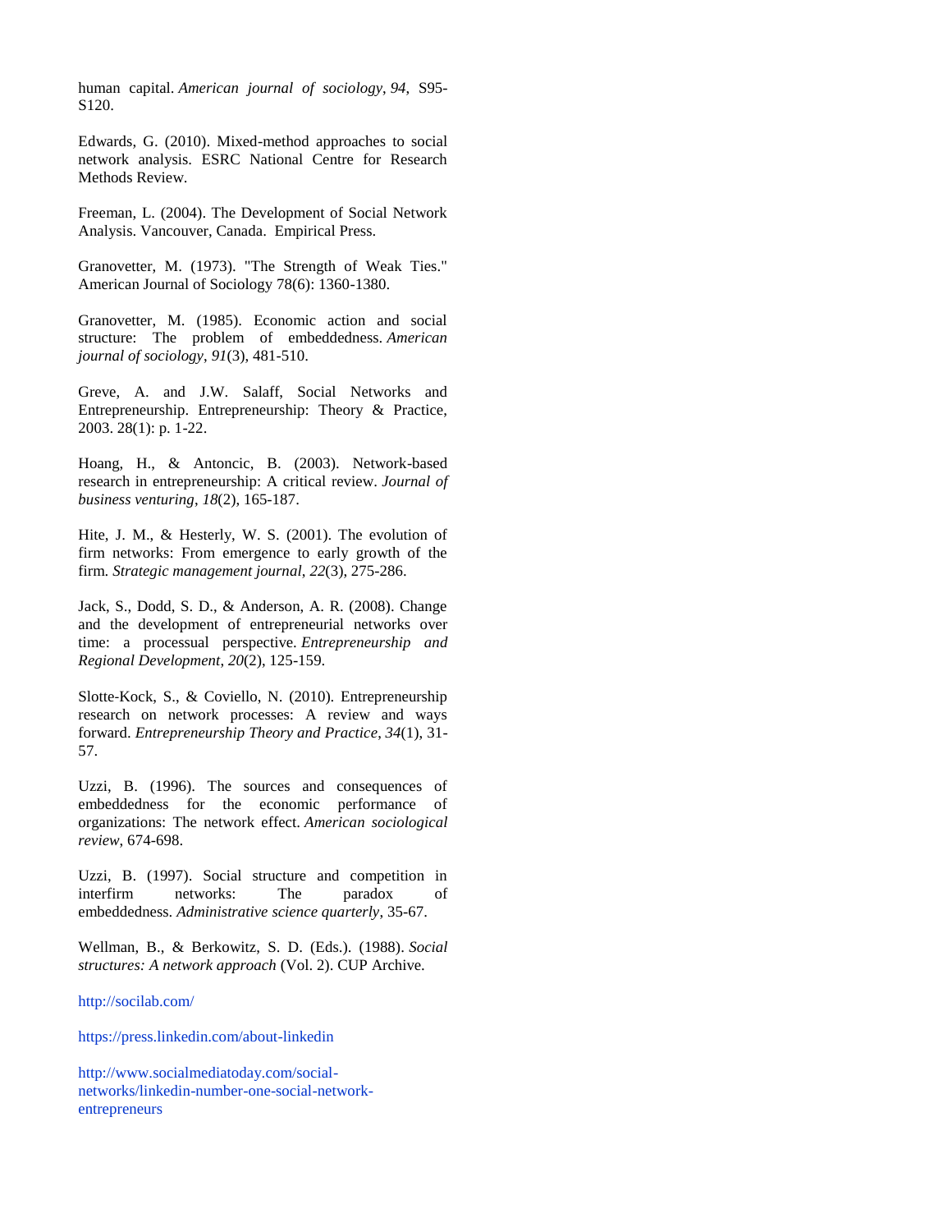human capital. *American journal of sociology*, *94*, S95-S120.

Edwards, G. (2010). Mixed-method approaches to social network analysis. ESRC National Centre for Research Methods Review.

Freeman, L. (2004). The Development of Social Network Analysis. Vancouver, Canada. Empirical Press.

Granovetter, M. (1973). "The Strength of Weak Ties." American Journal of Sociology 78(6): 1360-1380.

Granovetter, M. (1985). Economic action and social structure: The problem of embeddedness. *American journal of sociology*, *91*(3), 481-510.

Greve, A. and J.W. Salaff, Social Networks and Entrepreneurship. Entrepreneurship: Theory & Practice, 2003. 28(1): p. 1-22.

Hoang, H., & Antoncic, B. (2003). Network-based research in entrepreneurship: A critical review. *Journal of business venturing*, *18*(2), 165-187.

Hite, J. M., & Hesterly, W. S. (2001). The evolution of firm networks: From emergence to early growth of the firm. *Strategic management journal*, *22*(3), 275-286.

Jack, S., Dodd, S. D., & Anderson, A. R. (2008). Change and the development of entrepreneurial networks over time: a processual perspective. *Entrepreneurship and Regional Development*, *20*(2), 125-159.

Slotte-Kock, S., & Coviello, N. (2010). Entrepreneurship research on network processes: A review and ways forward. *Entrepreneurship Theory and Practice*, *34*(1), 31-57.

Uzzi, B. (1996). The sources and consequences of embeddedness for the economic performance of organizations: The network effect. *American sociological review*, 674-698.

Uzzi, B. (1997). Social structure and competition in interfirm networks: The paradox of embeddedness. *Administrative science quarterly*, 35-67.

Wellman, B., & Berkowitz, S. D. (Eds.). (1988). *Social structures: A network approach* (Vol. 2). CUP Archive.

http://socilab.com/

https://press.linkedin.com/about-linkedin

http://www.socialmediatoday.com/social-networks/linkedin-number-one-social-network-entrepreneurs